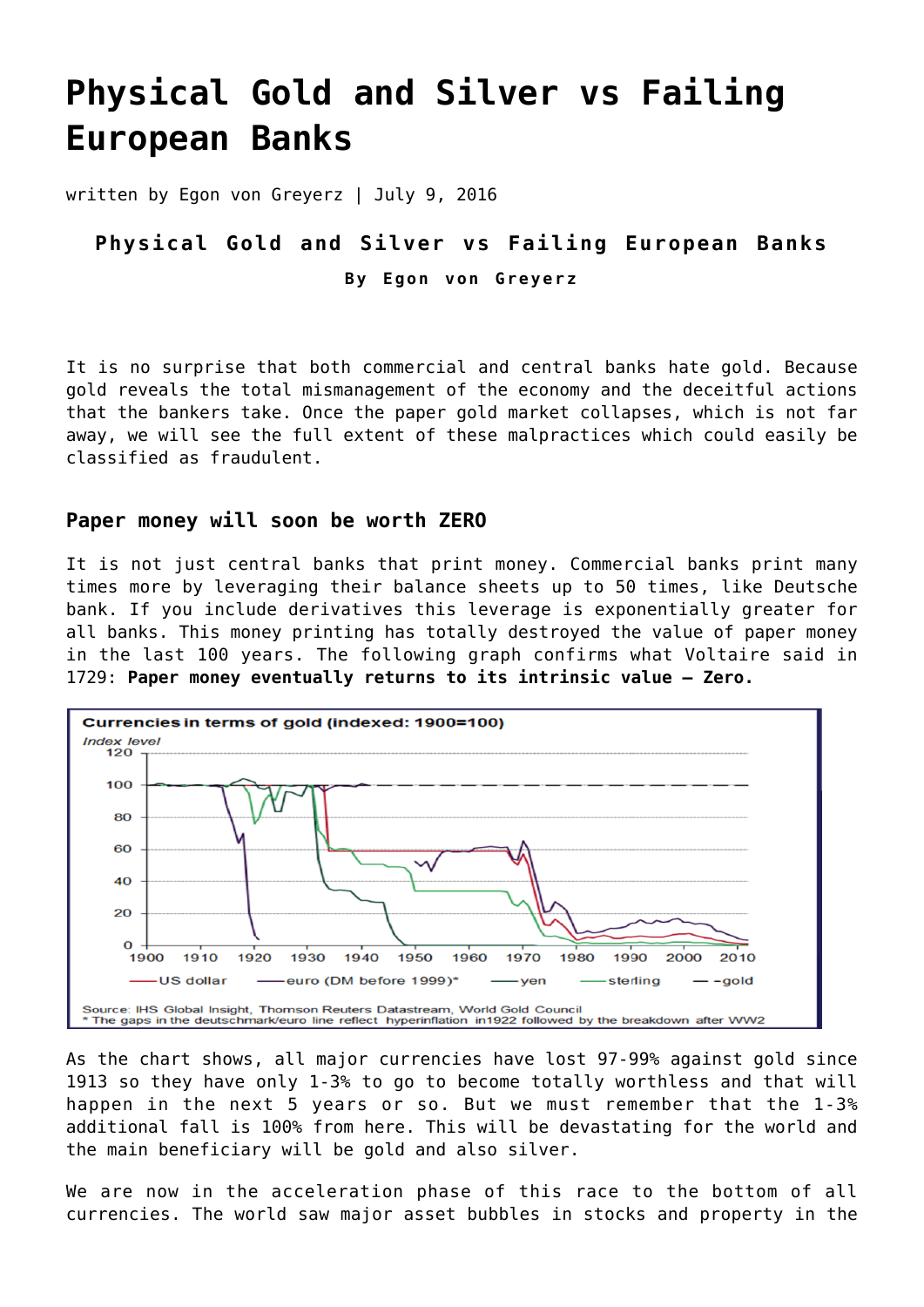# Physical Gold and Silver vs Failing European Banks

written by Egon von Greyerz | July 9, 2016

**Physical Gold and Silver vs Failing European Banks**

**By Egon von Greyerz**

It is no surprise that both commercial and central banks hate gold. Because gold reveals the total mismanagement of the economy and the deceitful actions that the bankers take. Once the paper gold market collapses, which is not far away, we will see the full extent of these malpractices which could easily be classified as fraudulent.

### Paper money will soon be worth ZERO

It is not just central banks that print money. Commercial banks print many times more by leveraging their balance sheets up to 50 times, like Deutsche bank. If you include derivatives this leverage is exponentially greater for all banks. This money printing has totally destroyed the value of paper money in the last 100 years. The following graph confirms what Voltaire said in 1729: **Paper money eventually returns to its intrinsic value – Zero.**

Currencies in terms of gold (indexed: 1900=100)

Source: IHS Global Insight, Thomson Reuters Datastream, World Gold Council
\* The gaps in the deutschmark/euro line reflect hyperinflation in1922 followed by the breakdown after WW2

As the chart shows, all major currencies have lost 97-99% against gold since 1913 so they have only 1-3% to go to become totally worthless and that will happen in the next 5 years or so. But we must remember that the 1-3% additional fall is 100% from here. This will be devastating for the world and the main beneficiary will be gold and also silver.

We are now in the acceleration phase of this race to the bottom of all currencies. The world saw major asset bubbles in stocks and property in the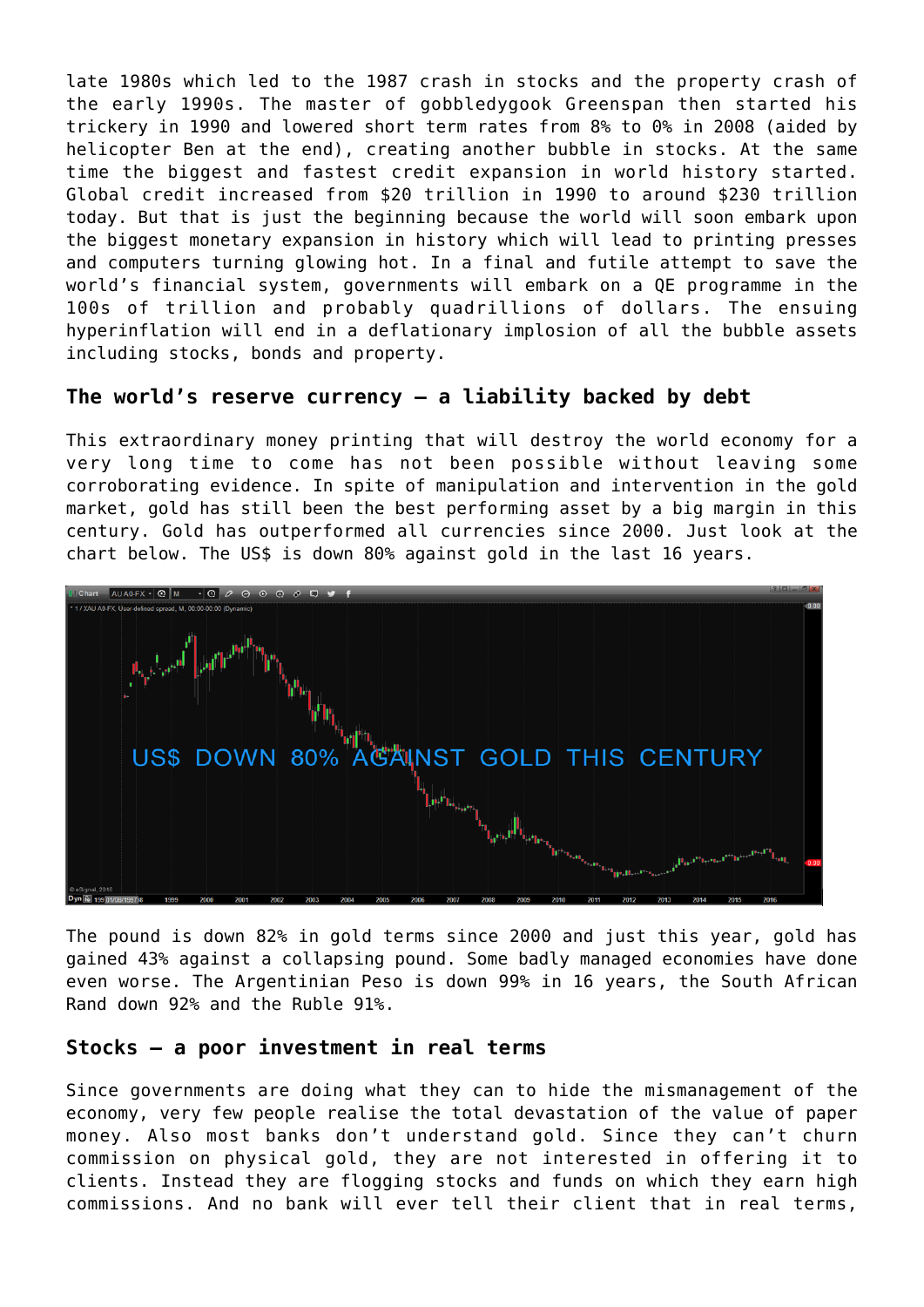late 1980s which led to the 1987 crash in stocks and the property crash of the early 1990s. The master of gobbledygook Greenspan then started his trickery in 1990 and lowered short term rates from 8% to 0% in 2008 (aided by helicopter Ben at the end), creating another bubble in stocks. At the same time the biggest and fastest credit expansion in world history started. Global credit increased from $20 trillion in 1990 to around $230 trillion today. But that is just the beginning because the world will soon embark upon the biggest monetary expansion in history which will lead to printing presses and computers turning glowing hot. In a final and futile attempt to save the world's financial system, governments will embark on a QE programme in the 100s of trillion and probably quadrillions of dollars. The ensuing hyperinflation will end in a deflationary implosion of all the bubble assets including stocks, bonds and property.

## The world's reserve currency – a liability backed by debt

This extraordinary money printing that will destroy the world economy for a very long time to come has not been possible without leaving some corroborating evidence. In spite of manipulation and intervention in the gold market, gold has still been the best performing asset by a big margin in this century. Gold has outperformed all currencies since 2000. Just look at the chart below. The US$ is down 80% against gold in the last 16 years.

The pound is down 82% in gold terms since 2000 and just this year, gold has gained 43% against a collapsing pound. Some badly managed economies have done even worse. The Argentinian Peso is down 99% in 16 years, the South African Rand down 92% and the Ruble 91%.

## Stocks – a poor investment in real terms

Since governments are doing what they can to hide the mismanagement of the economy, very few people realise the total devastation of the value of paper money. Also most banks don't understand gold. Since they can't churn commission on physical gold, they are not interested in offering it to clients. Instead they are flogging stocks and funds on which they earn high commissions. And no bank will ever tell their client that in real terms,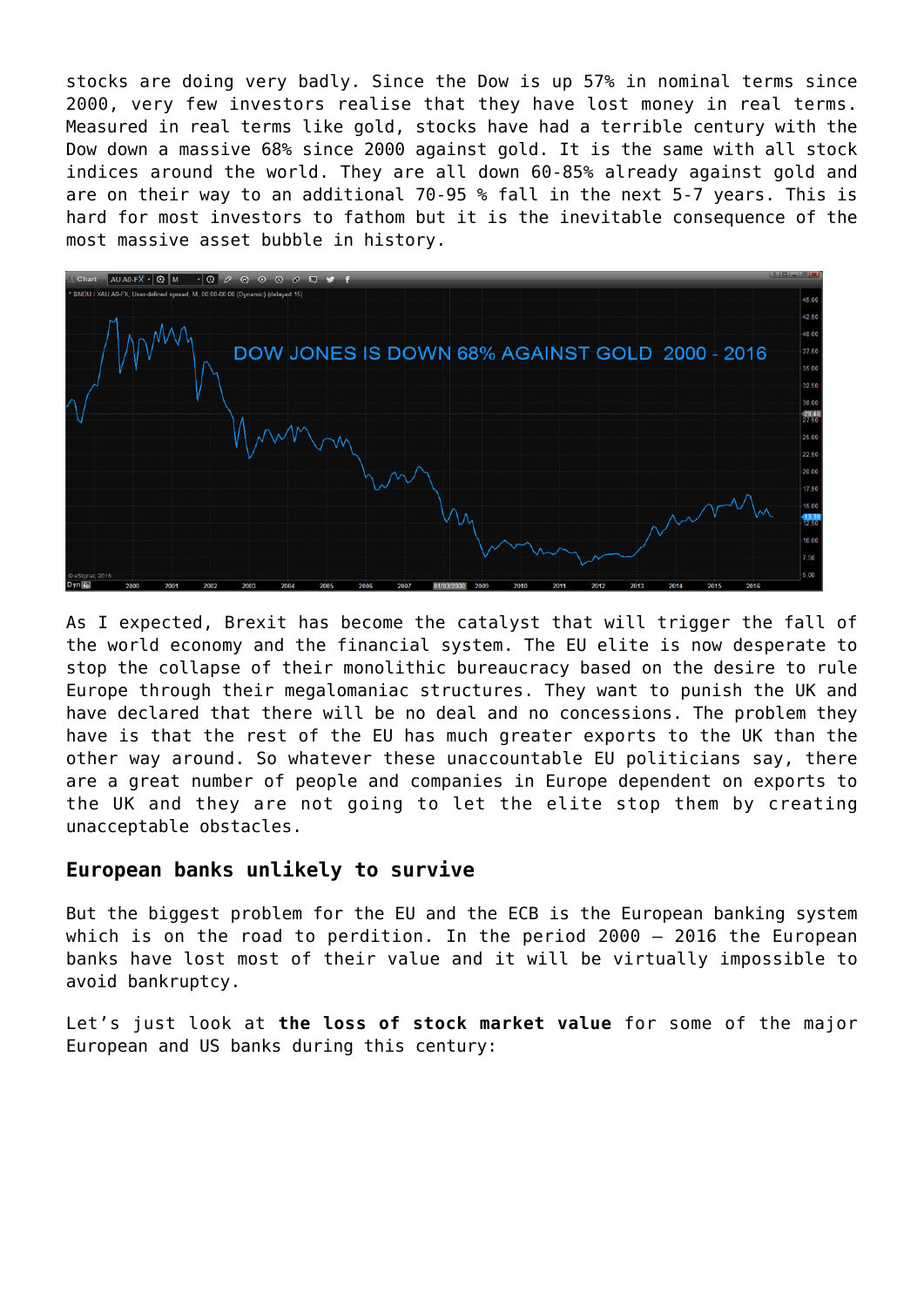stocks are doing very badly. Since the Dow is up 57% in nominal terms since 2000, very few investors realise that they have lost money in real terms. Measured in real terms like gold, stocks have had a terrible century with the Dow down a massive 68% since 2000 against gold. It is the same with all stock indices around the world. They are all down 60-85% already against gold and are on their way to an additional 70-95 % fall in the next 5-7 years. This is hard for most investors to fathom but it is the inevitable consequence of the most massive asset bubble in history.

As I expected, Brexit has become the catalyst that will trigger the fall of the world economy and the financial system. The EU elite is now desperate to stop the collapse of their monolithic bureaucracy based on the desire to rule Europe through their megalomaniac structures. They want to punish the UK and have declared that there will be no deal and no concessions. The problem they have is that the rest of the EU has much greater exports to the UK than the other way around. So whatever these unaccountable EU politicians say, there are a great number of people and companies in Europe dependent on exports to the UK and they are not going to let the elite stop them by creating unacceptable obstacles.

## European banks unlikely to survive

But the biggest problem for the EU and the ECB is the European banking system which is on the road to perdition. In the period 2000 – 2016 the European banks have lost most of their value and it will be virtually impossible to avoid bankruptcy.

Let's just look at **the loss of stock market value** for some of the major European and US banks during this century: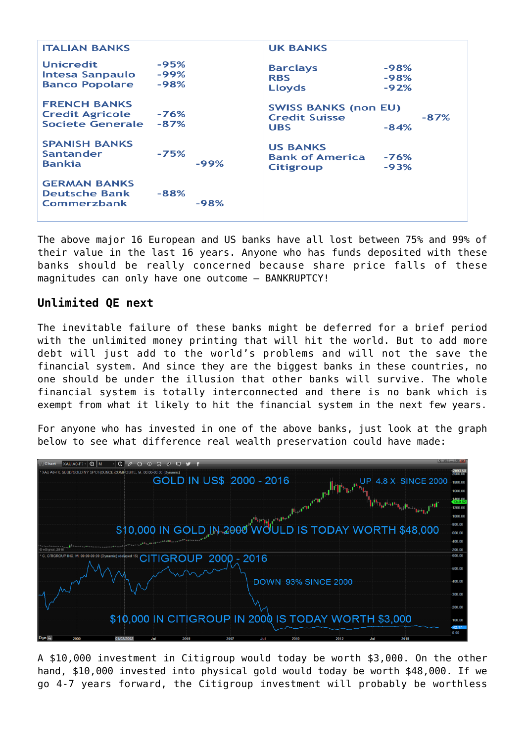| ITALIAN BANKS | | UK BANKS | |
|---|---|---|---|
| Unicredit | -95% | Barclays | -98% |
| Intesa Sanpaulo | -99% | RBS | -98% |
| Banco Popolare | -98% | Lloyds | -92% |
| **FRENCH BANKS** | | **SWISS BANKS (non EU)** | |
| Credit Agricole | -76% | Credit Suisse | -87% |
| Societe Generale | -87% | UBS | -84% |
| **SPANISH BANKS** | | **US BANKS** | |
| Santander | -75% | Bank of America | -76% |
| Bankia | -99% | Citigroup | -93% |
| **GERMAN BANKS** | | | |
| Deutsche Bank | -88% | | |
| Commerzbank | -98% | | |

The above major 16 European and US banks have all lost between 75% and 99% of their value in the last 16 years. Anyone who has funds deposited with these banks should be really concerned because share price falls of these magnitudes can only have one outcome – BANKRUPTCY!

## Unlimited QE next

The inevitable failure of these banks might be deferred for a brief period with the unlimited money printing that will hit the world. But to add more debt will just add to the world's problems and will not the save the financial system. And since they are the biggest banks in these countries, no one should be under the illusion that other banks will survive. The whole financial system is totally interconnected and there is no bank which is exempt from what it likely to hit the financial system in the next few years.

For anyone who has invested in one of the above banks, just look at the graph below to see what difference real wealth preservation could have made:

A $10,000 investment in Citigroup would today be worth $3,000. On the other hand, $10,000 invested into physical gold would today be worth $48,000. If we go 4-7 years forward, the Citigroup investment will probably be worthless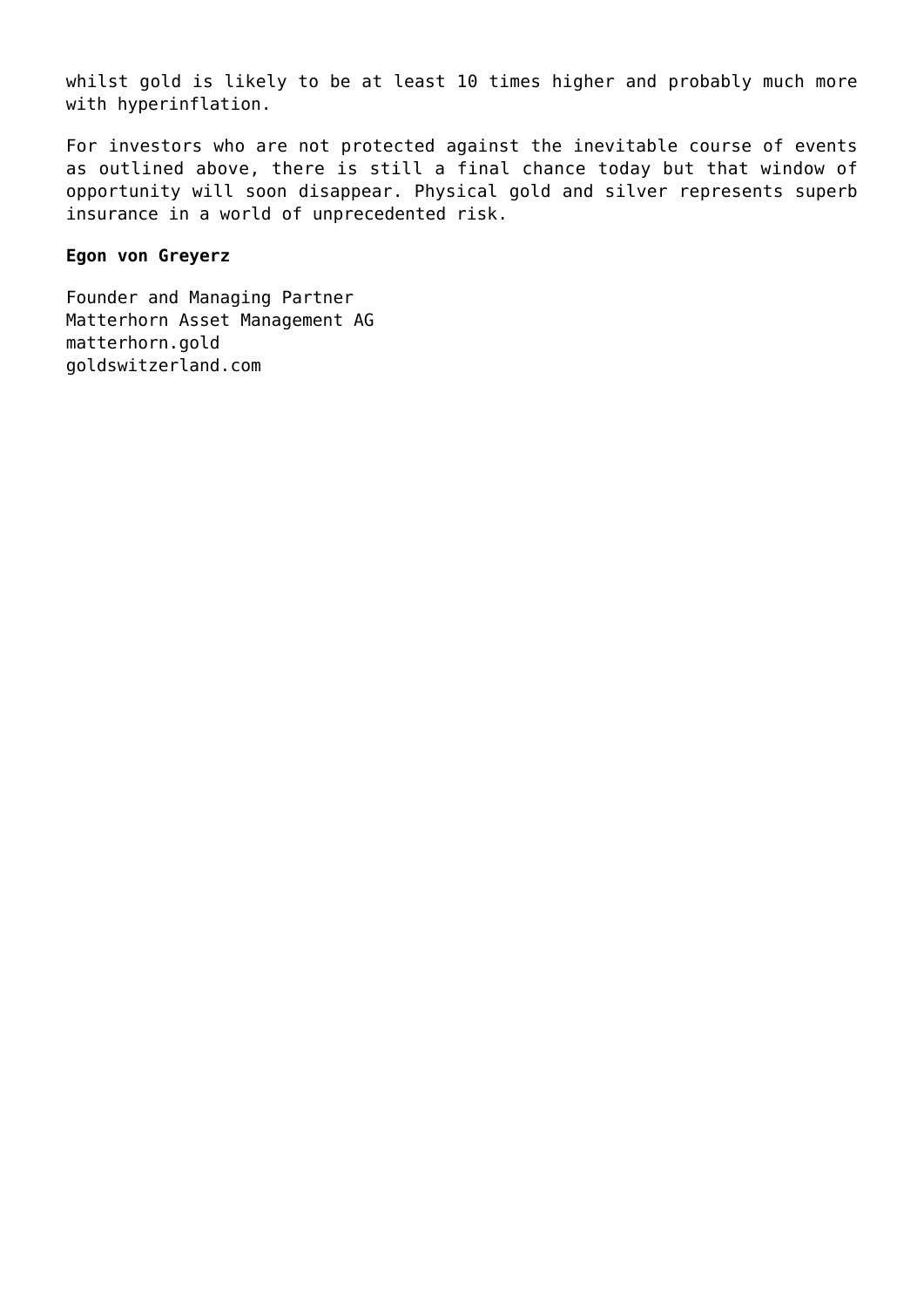whilst gold is likely to be at least 10 times higher and probably much more with hyperinflation.

For investors who are not protected against the inevitable course of events as outlined above, there is still a final chance today but that window of opportunity will soon disappear. Physical gold and silver represents superb insurance in a world of unprecedented risk.

**Egon von Greyerz**

Founder and Managing Partner
Matterhorn Asset Management AG
matterhorn.gold
goldswitzerland.com